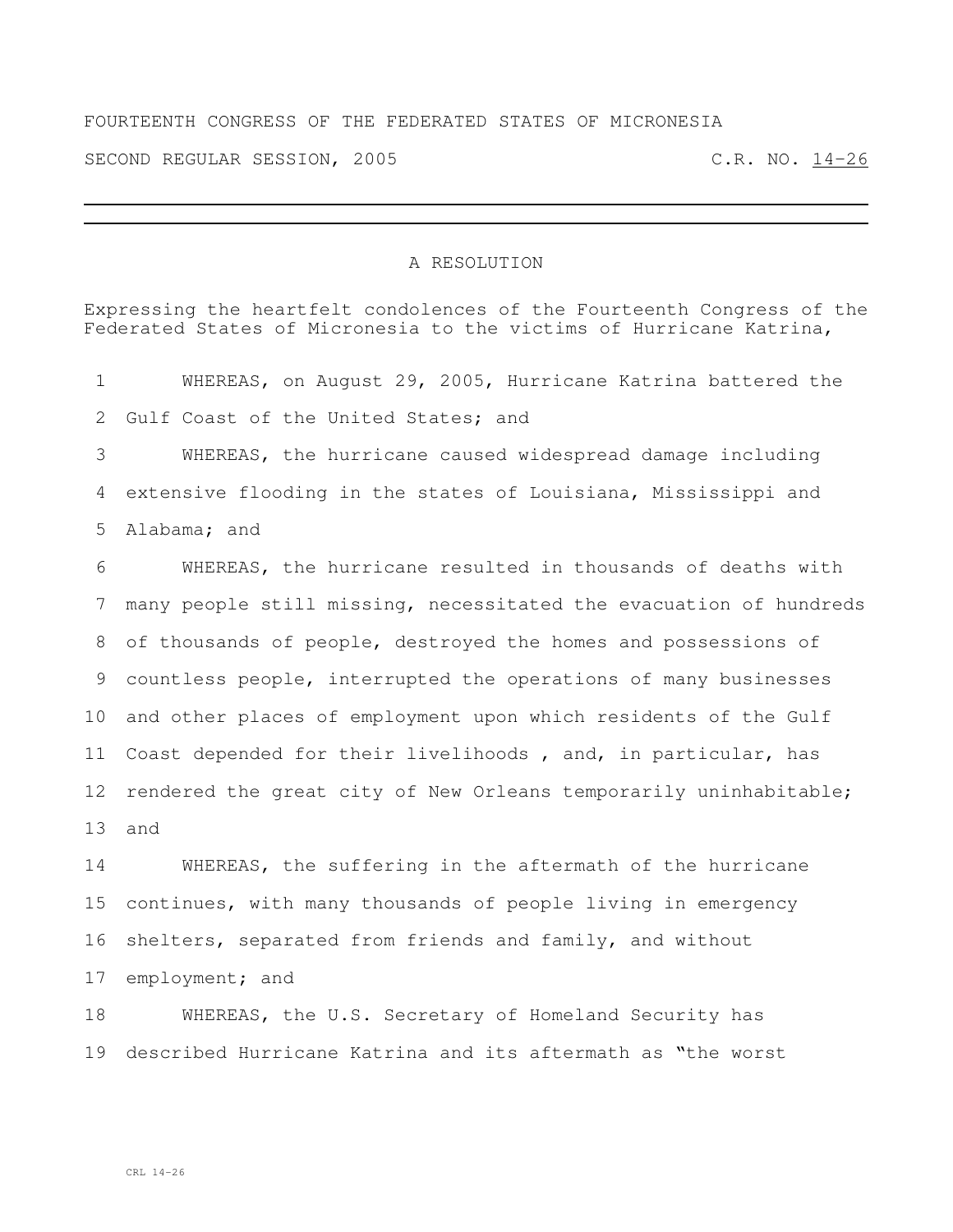FOURTEENTH CONGRESS OF THE FEDERATED STATES OF MICRONESIA

SECOND REGULAR SESSION, 2005 C.R. NO. 14-26

---

# A RESOLUTION

Expressing the heartfelt condolences of the Fourteenth Congress of the Federated States of Micronesia to the victims of Hurricane Katrina,

WHEREAS, on August 29, 2005, Hurricane Katrina battered the Gulf Coast of the United States; and

WHEREAS, the hurricane caused widespread damage including extensive flooding in the states of Louisiana, Mississippi and Alabama; and

WHEREAS, the hurricane resulted in thousands of deaths with many people still missing, necessitated the evacuation of hundreds of thousands of people, destroyed the homes and possessions of countless people, interrupted the operations of many businesses and other places of employment upon which residents of the Gulf Coast depended for their livelihoods , and, in particular, has rendered the great city of New Orleans temporarily uninhabitable; and

WHEREAS, the suffering in the aftermath of the hurricane continues, with many thousands of people living in emergency shelters, separated from friends and family, and without employment; and

WHEREAS, the U.S. Secretary of Homeland Security has described Hurricane Katrina and its aftermath as "the worst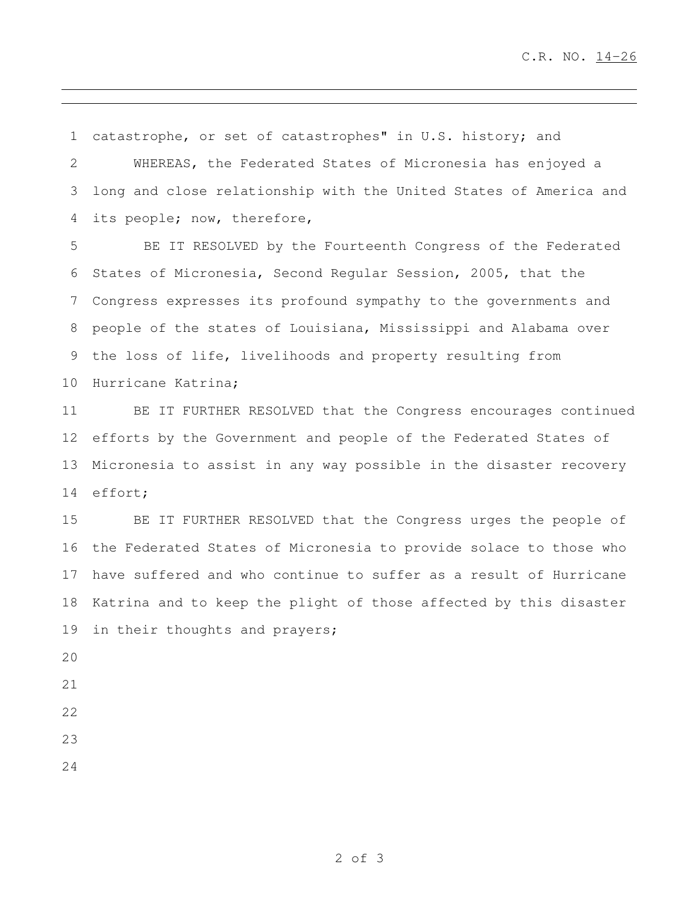catastrophe, or set of catastrophes" in U.S. history; and

WHEREAS, the Federated States of Micronesia has enjoyed a long and close relationship with the United States of America and its people; now, therefore,

BE IT RESOLVED by the Fourteenth Congress of the Federated States of Micronesia, Second Regular Session, 2005, that the Congress expresses its profound sympathy to the governments and people of the states of Louisiana, Mississippi and Alabama over the loss of life, livelihoods and property resulting from Hurricane Katrina;

BE IT FURTHER RESOLVED that the Congress encourages continued efforts by the Government and people of the Federated States of Micronesia to assist in any way possible in the disaster recovery effort;

BE IT FURTHER RESOLVED that the Congress urges the people of the Federated States of Micronesia to provide solace to those who have suffered and who continue to suffer as a result of Hurricane Katrina and to keep the plight of those affected by this disaster in their thoughts and prayers;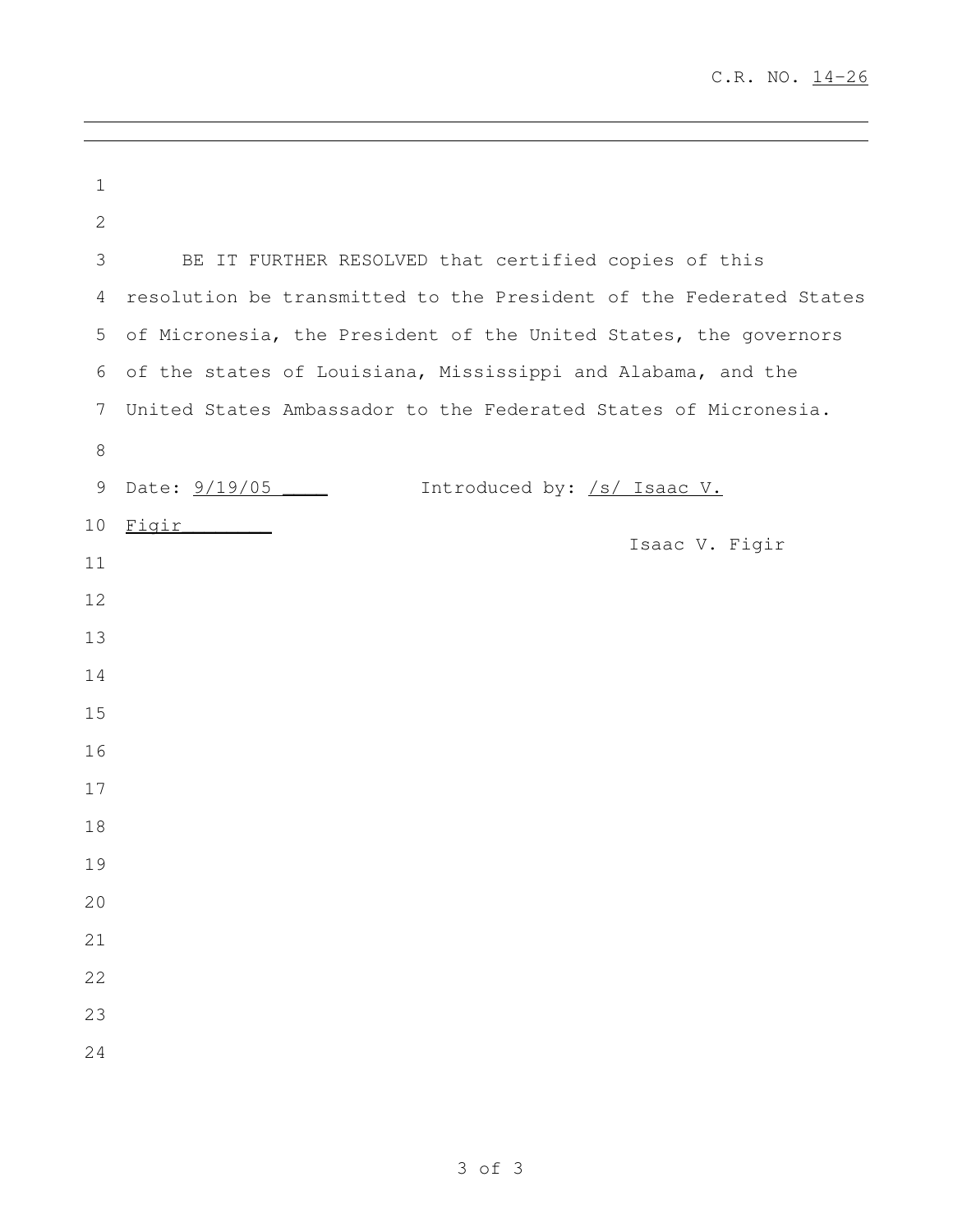C.R. NO. 14-26

BE IT FURTHER RESOLVED that certified copies of this resolution be transmitted to the President of the Federated States of Micronesia, the President of the United States, the governors of the states of Louisiana, Mississippi and Alabama, and the United States Ambassador to the Federated States of Micronesia.

Date: 9/19/05 ____ Introduced by: /s/ Isaac V. Figir________

Isaac V. Figir